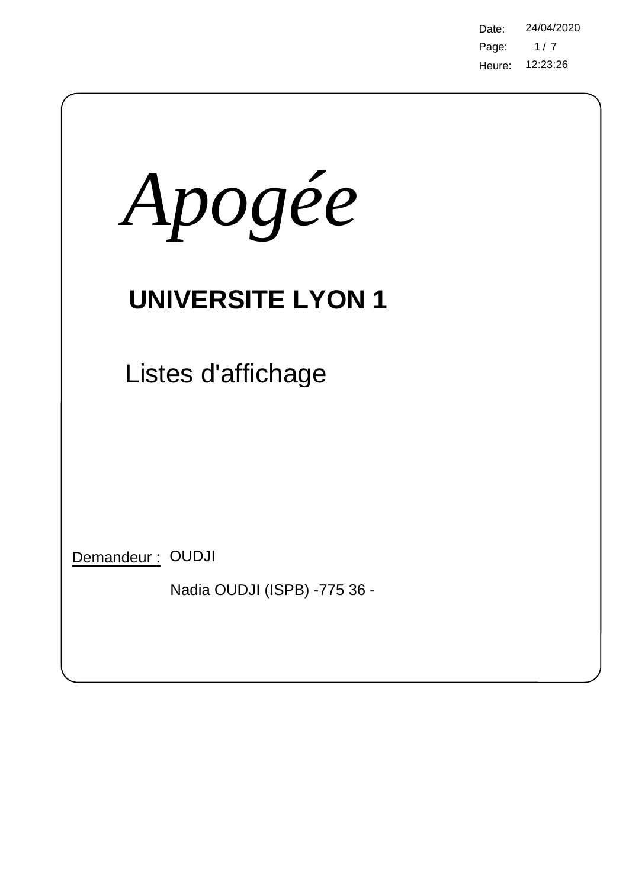Date: 24/04/2020
Heure: 12:23:26

# *Apogée*

## UNIVERSITE LYON 1

Listes d'affichage

Demandeur : OUDJI

Nadia OUDJI (ISPB) -775 36 -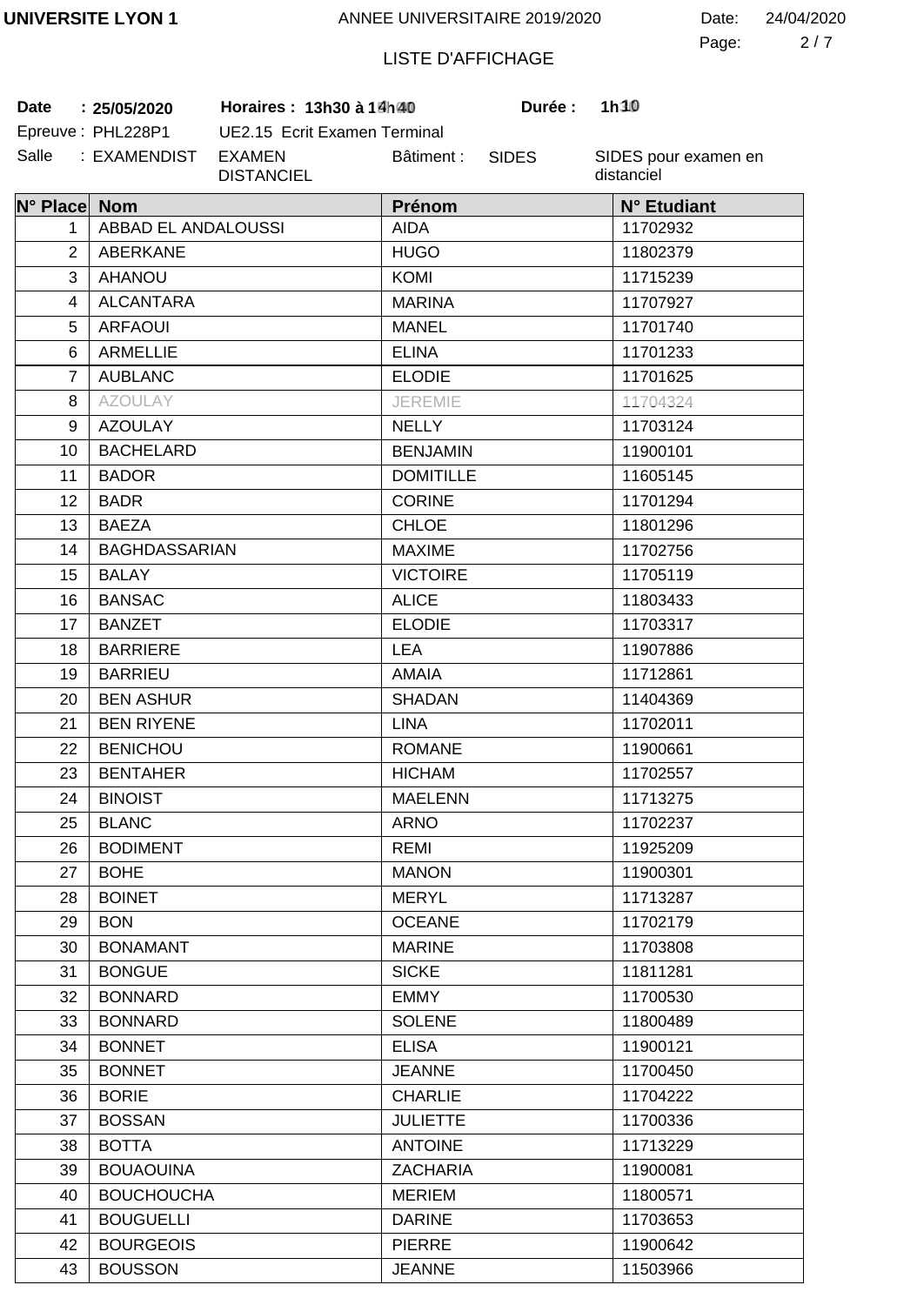UNIVERSITE LYON 1 — ANNEE UNIVERSITAIRE 2019/2020 — Date: 24/04/2020

LISTE D'AFFICHAGE

**Date** : **25/05/2020** **Horaires : 13h30 à 14h40** **Durée : 1h10**

Epreuve : PHL228P1 UE2.15 Ecrit Examen Terminal

Salle : EXAMENDIST EXAMEN DISTANCIEL Bâtiment : SIDES SIDES pour examen en distanciel

| N° Place | Nom | Prénom | N° Etudiant |
|---|---|---|---|
| 1 | ABBAD EL ANDALOUSSI | AIDA | 11702932 |
| 2 | ABERKANE | HUGO | 11802379 |
| 3 | AHANOU | KOMI | 11715239 |
| 4 | ALCANTARA | MARINA | 11707927 |
| 5 | ARFAOUI | MANEL | 11701740 |
| 6 | ARMELLIE | ELINA | 11701233 |
| 7 | AUBLANC | ELODIE | 11701625 |
| 8 | AZOULAY | JEREMIE | 11704324 |
| 9 | AZOULAY | NELLY | 11703124 |
| 10 | BACHELARD | BENJAMIN | 11900101 |
| 11 | BADOR | DOMITILLE | 11605145 |
| 12 | BADR | CORINE | 11701294 |
| 13 | BAEZA | CHLOE | 11801296 |
| 14 | BAGHDASSARIAN | MAXIME | 11702756 |
| 15 | BALAY | VICTOIRE | 11705119 |
| 16 | BANSAC | ALICE | 11803433 |
| 17 | BANZET | ELODIE | 11703317 |
| 18 | BARRIERE | LEA | 11907886 |
| 19 | BARRIEU | AMAIA | 11712861 |
| 20 | BEN ASHUR | SHADAN | 11404369 |
| 21 | BEN RIYENE | LINA | 11702011 |
| 22 | BENICHOU | ROMANE | 11900661 |
| 23 | BENTAHER | HICHAM | 11702557 |
| 24 | BINOIST | MAELENN | 11713275 |
| 25 | BLANC | ARNO | 11702237 |
| 26 | BODIMENT | REMI | 11925209 |
| 27 | BOHE | MANON | 11900301 |
| 28 | BOINET | MERYL | 11713287 |
| 29 | BON | OCEANE | 11702179 |
| 30 | BONAMANT | MARINE | 11703808 |
| 31 | BONGUE | SICKE | 11811281 |
| 32 | BONNARD | EMMY | 11700530 |
| 33 | BONNARD | SOLENE | 11800489 |
| 34 | BONNET | ELISA | 11900121 |
| 35 | BONNET | JEANNE | 11700450 |
| 36 | BORIE | CHARLIE | 11704222 |
| 37 | BOSSAN | JULIETTE | 11700336 |
| 38 | BOTTA | ANTOINE | 11713229 |
| 39 | BOUAOUINA | ZACHARIA | 11900081 |
| 40 | BOUCHOUCHA | MERIEM | 11800571 |
| 41 | BOUGUELLI | DARINE | 11703653 |
| 42 | BOURGEOIS | PIERRE | 11900642 |
| 43 | BOUSSON | JEANNE | 11503966 |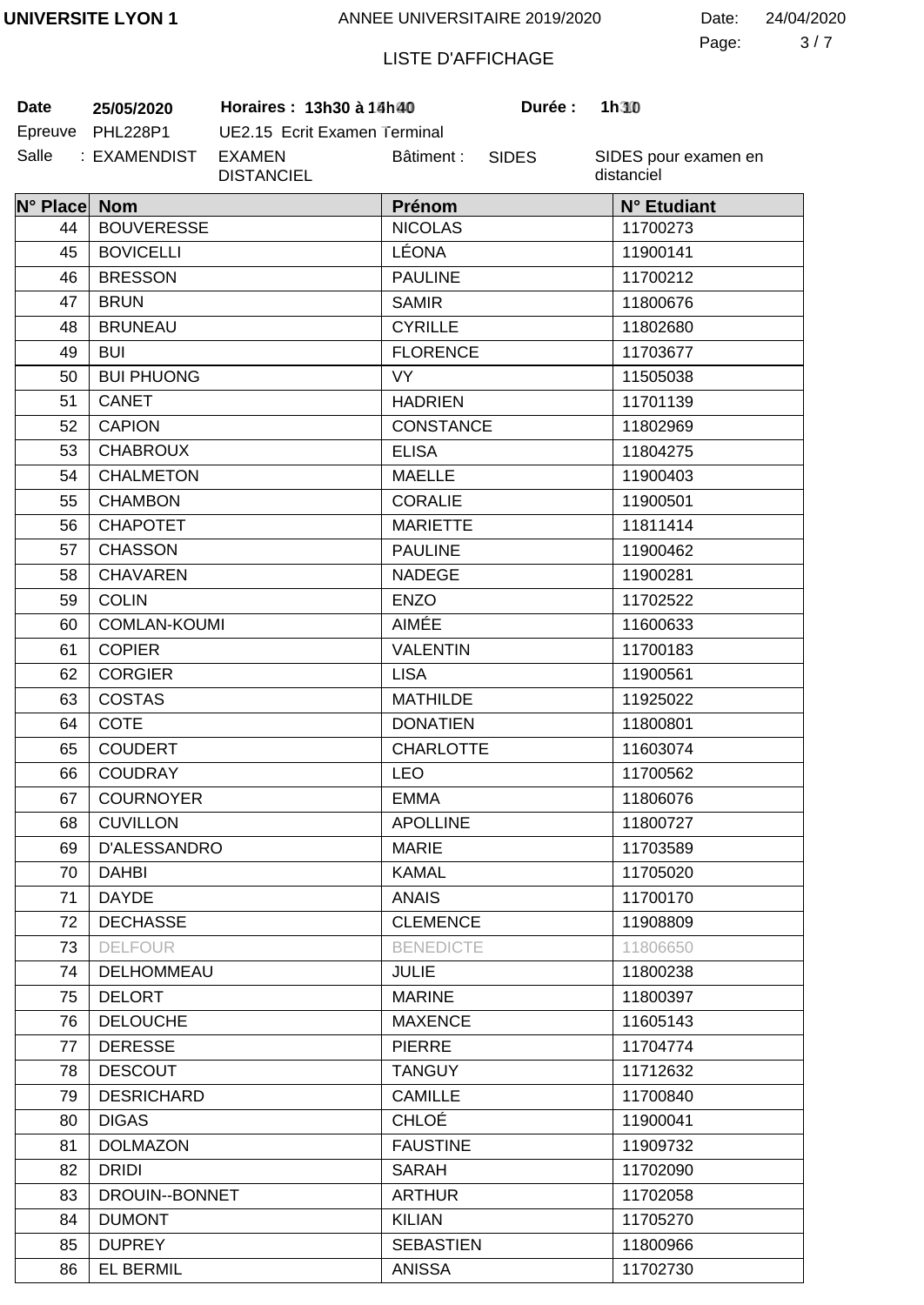UNIVERSITE LYON 1 — ANNEE UNIVERSITAIRE 2019/2020 — Date: 24/04/2020

LISTE D'AFFICHAGE

**Date** 25/05/2020 **Horaires : 13h30 à 14h40** **Durée : 1h10**

Epreuve PHL228P1 UE2.15 Ecrit Examen Terminal

Salle : EXAMENDIST EXAMEN DISTANCIEL Bâtiment : SIDES SIDES pour examen en distanciel

| N° Place | Nom | Prénom | N° Etudiant |
|---|---|---|---|
| 44 | BOUVERESSE | NICOLAS | 11700273 |
| 45 | BOVICELLI | LÉONA | 11900141 |
| 46 | BRESSON | PAULINE | 11700212 |
| 47 | BRUN | SAMIR | 11800676 |
| 48 | BRUNEAU | CYRILLE | 11802680 |
| 49 | BUI | FLORENCE | 11703677 |
| 50 | BUI PHUONG | VY | 11505038 |
| 51 | CANET | HADRIEN | 11701139 |
| 52 | CAPION | CONSTANCE | 11802969 |
| 53 | CHABROUX | ELISA | 11804275 |
| 54 | CHALMETON | MAELLE | 11900403 |
| 55 | CHAMBON | CORALIE | 11900501 |
| 56 | CHAPOTET | MARIETTE | 11811414 |
| 57 | CHASSON | PAULINE | 11900462 |
| 58 | CHAVAREN | NADEGE | 11900281 |
| 59 | COLIN | ENZO | 11702522 |
| 60 | COMLAN-KOUMI | AIMÉE | 11600633 |
| 61 | COPIER | VALENTIN | 11700183 |
| 62 | CORGIER | LISA | 11900561 |
| 63 | COSTAS | MATHILDE | 11925022 |
| 64 | COTE | DONATIEN | 11800801 |
| 65 | COUDERT | CHARLOTTE | 11603074 |
| 66 | COUDRAY | LEO | 11700562 |
| 67 | COURNOYER | EMMA | 11806076 |
| 68 | CUVILLON | APOLLINE | 11800727 |
| 69 | D'ALESSANDRO | MARIE | 11703589 |
| 70 | DAHBI | KAMAL | 11705020 |
| 71 | DAYDE | ANAIS | 11700170 |
| 72 | DECHASSE | CLEMENCE | 11908809 |
| 73 | DELFOUR | BENEDICTE | 11806650 |
| 74 | DELHOMMEAU | JULIE | 11800238 |
| 75 | DELORT | MARINE | 11800397 |
| 76 | DELOUCHE | MAXENCE | 11605143 |
| 77 | DERESSE | PIERRE | 11704774 |
| 78 | DESCOUT | TANGUY | 11712632 |
| 79 | DESRICHARD | CAMILLE | 11700840 |
| 80 | DIGAS | CHLOÉ | 11900041 |
| 81 | DOLMAZON | FAUSTINE | 11909732 |
| 82 | DRIDI | SARAH | 11702090 |
| 83 | DROUIN--BONNET | ARTHUR | 11702058 |
| 84 | DUMONT | KILIAN | 11705270 |
| 85 | DUPREY | SEBASTIEN | 11800966 |
| 86 | EL BERMIL | ANISSA | 11702730 |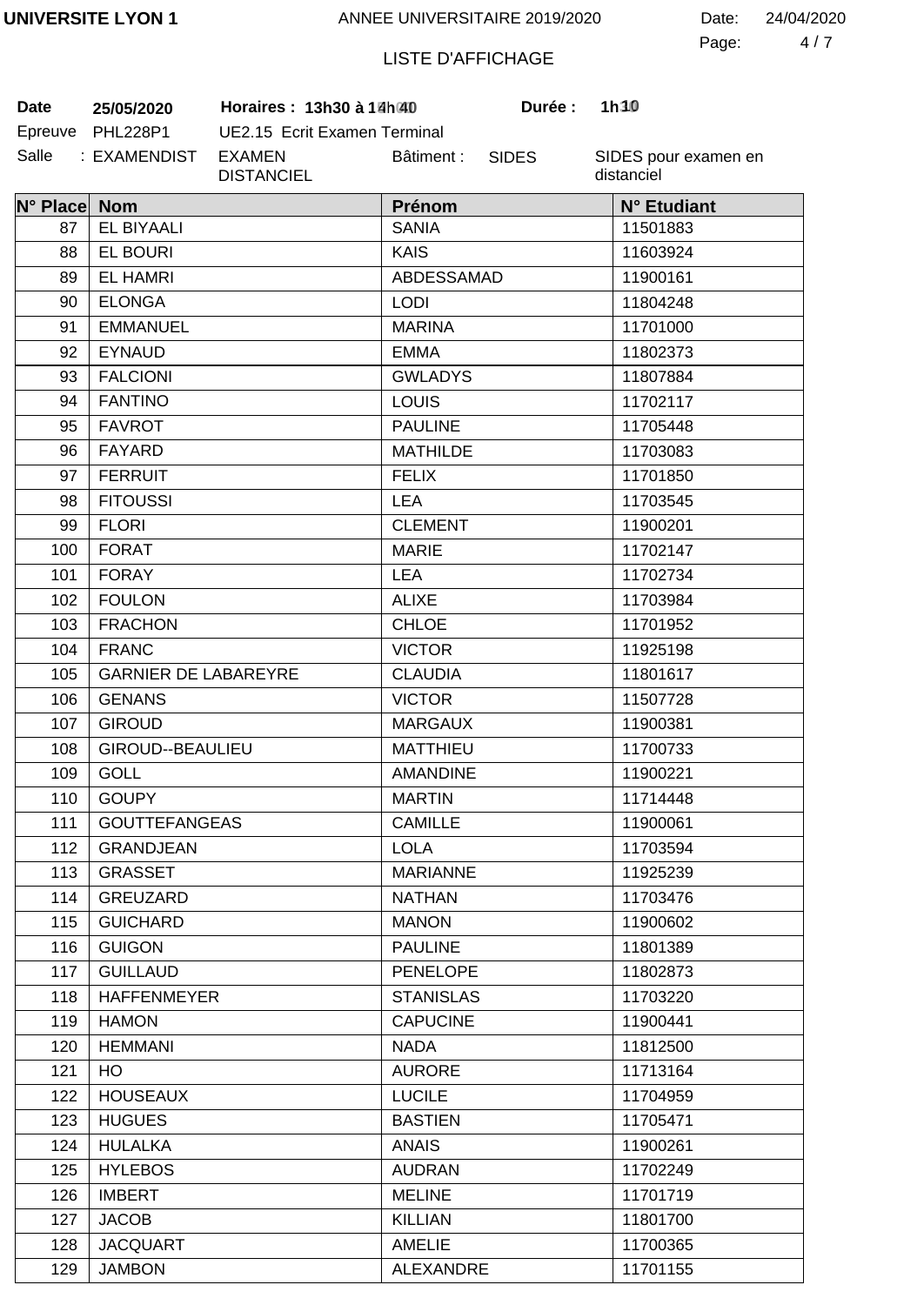**UNIVERSITE LYON 1** ANNEE UNIVERSITAIRE 2019/2020 Date: 24/04/2020

LISTE D'AFFICHAGE

**Date** **25/05/2020** **Horaires : 13h30 à 14h40** **Durée : 1h10**

Epreuve PHL228P1 UE2.15 Ecrit Examen Terminal

Salle : EXAMENDIST EXAMEN DISTANCIEL Bâtiment : SIDES SIDES pour examen en distanciel

| N° Place | Nom | Prénom | N° Etudiant |
|---|---|---|---|
| 87 | EL BIYAALI | SANIA | 11501883 |
| 88 | EL BOURI | KAIS | 11603924 |
| 89 | EL HAMRI | ABDESSAMAD | 11900161 |
| 90 | ELONGA | LODI | 11804248 |
| 91 | EMMANUEL | MARINA | 11701000 |
| 92 | EYNAUD | EMMA | 11802373 |
| 93 | FALCIONI | GWLADYS | 11807884 |
| 94 | FANTINO | LOUIS | 11702117 |
| 95 | FAVROT | PAULINE | 11705448 |
| 96 | FAYARD | MATHILDE | 11703083 |
| 97 | FERRUIT | FELIX | 11701850 |
| 98 | FITOUSSI | LEA | 11703545 |
| 99 | FLORI | CLEMENT | 11900201 |
| 100 | FORAT | MARIE | 11702147 |
| 101 | FORAY | LEA | 11702734 |
| 102 | FOULON | ALIXE | 11703984 |
| 103 | FRACHON | CHLOE | 11701952 |
| 104 | FRANC | VICTOR | 11925198 |
| 105 | GARNIER DE LABAREYRE | CLAUDIA | 11801617 |
| 106 | GENANS | VICTOR | 11507728 |
| 107 | GIROUD | MARGAUX | 11900381 |
| 108 | GIROUD--BEAULIEU | MATTHIEU | 11700733 |
| 109 | GOLL | AMANDINE | 11900221 |
| 110 | GOUPY | MARTIN | 11714448 |
| 111 | GOUTTEFANGEAS | CAMILLE | 11900061 |
| 112 | GRANDJEAN | LOLA | 11703594 |
| 113 | GRASSET | MARIANNE | 11925239 |
| 114 | GREUZARD | NATHAN | 11703476 |
| 115 | GUICHARD | MANON | 11900602 |
| 116 | GUIGON | PAULINE | 11801389 |
| 117 | GUILLAUD | PENELOPE | 11802873 |
| 118 | HAFFENMEYER | STANISLAS | 11703220 |
| 119 | HAMON | CAPUCINE | 11900441 |
| 120 | HEMMANI | NADA | 11812500 |
| 121 | HO | AURORE | 11713164 |
| 122 | HOUSEAUX | LUCILE | 11704959 |
| 123 | HUGUES | BASTIEN | 11705471 |
| 124 | HULALKA | ANAIS | 11900261 |
| 125 | HYLEBOS | AUDRAN | 11702249 |
| 126 | IMBERT | MELINE | 11701719 |
| 127 | JACOB | KILLIAN | 11801700 |
| 128 | JACQUART | AMELIE | 11700365 |
| 129 | JAMBON | ALEXANDRE | 11701155 |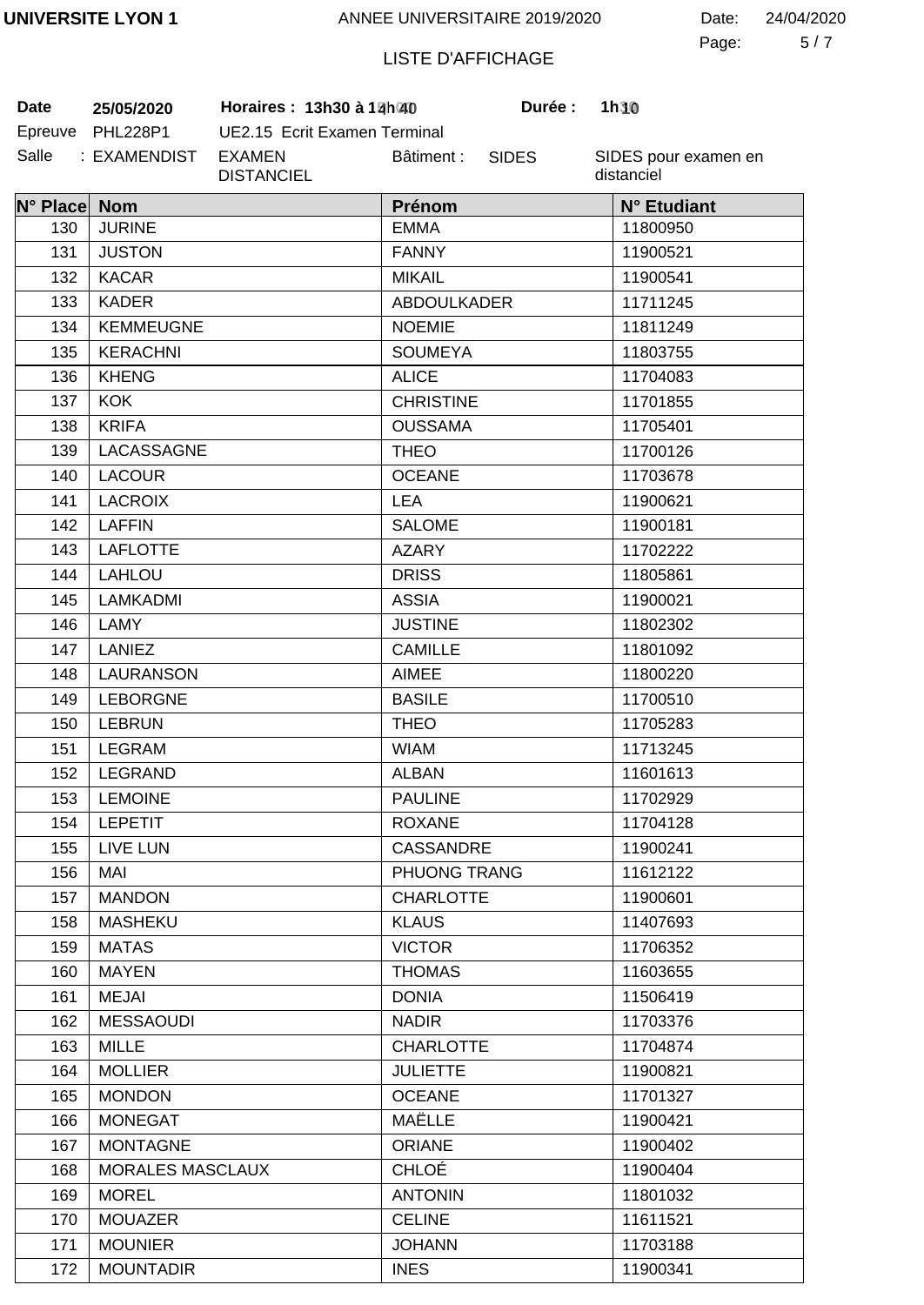UNIVERSITE LYON 1 — ANNEE UNIVERSITAIRE 2019/2020 — Date: 24/04/2020

LISTE D'AFFICHAGE

**Date** 25/05/2020 **Horaires : 13h30 à 14h40** **Durée : 1h10**

Epreuve PHL228P1 UE2.15 Ecrit Examen Terminal

Salle : EXAMENDIST EXAMEN DISTANCIEL Bâtiment : SIDES SIDES pour examen en distanciel

| N° Place | Nom | Prénom | N° Etudiant |
|---|---|---|---|
| 130 | JURINE | EMMA | 11800950 |
| 131 | JUSTON | FANNY | 11900521 |
| 132 | KACAR | MIKAIL | 11900541 |
| 133 | KADER | ABDOULKADER | 11711245 |
| 134 | KEMMEUGNE | NOEMIE | 11811249 |
| 135 | KERACHNI | SOUMEYA | 11803755 |
| 136 | KHENG | ALICE | 11704083 |
| 137 | KOK | CHRISTINE | 11701855 |
| 138 | KRIFA | OUSSAMA | 11705401 |
| 139 | LACASSAGNE | THEO | 11700126 |
| 140 | LACOUR | OCEANE | 11703678 |
| 141 | LACROIX | LEA | 11900621 |
| 142 | LAFFIN | SALOME | 11900181 |
| 143 | LAFLOTTE | AZARY | 11702222 |
| 144 | LAHLOU | DRISS | 11805861 |
| 145 | LAMKADMI | ASSIA | 11900021 |
| 146 | LAMY | JUSTINE | 11802302 |
| 147 | LANIEZ | CAMILLE | 11801092 |
| 148 | LAURANSON | AIMEE | 11800220 |
| 149 | LEBORGNE | BASILE | 11700510 |
| 150 | LEBRUN | THEO | 11705283 |
| 151 | LEGRAM | WIAM | 11713245 |
| 152 | LEGRAND | ALBAN | 11601613 |
| 153 | LEMOINE | PAULINE | 11702929 |
| 154 | LEPETIT | ROXANE | 11704128 |
| 155 | LIVE LUN | CASSANDRE | 11900241 |
| 156 | MAI | PHUONG TRANG | 11612122 |
| 157 | MANDON | CHARLOTTE | 11900601 |
| 158 | MASHEKU | KLAUS | 11407693 |
| 159 | MATAS | VICTOR | 11706352 |
| 160 | MAYEN | THOMAS | 11603655 |
| 161 | MEJAI | DONIA | 11506419 |
| 162 | MESSAOUDI | NADIR | 11703376 |
| 163 | MILLE | CHARLOTTE | 11704874 |
| 164 | MOLLIER | JULIETTE | 11900821 |
| 165 | MONDON | OCEANE | 11701327 |
| 166 | MONEGAT | MAËLLE | 11900421 |
| 167 | MONTAGNE | ORIANE | 11900402 |
| 168 | MORALES MASCLAUX | CHLOÉ | 11900404 |
| 169 | MOREL | ANTONIN | 11801032 |
| 170 | MOUAZER | CELINE | 11611521 |
| 171 | MOUNIER | JOHANN | 11703188 |
| 172 | MOUNTADIR | INES | 11900341 |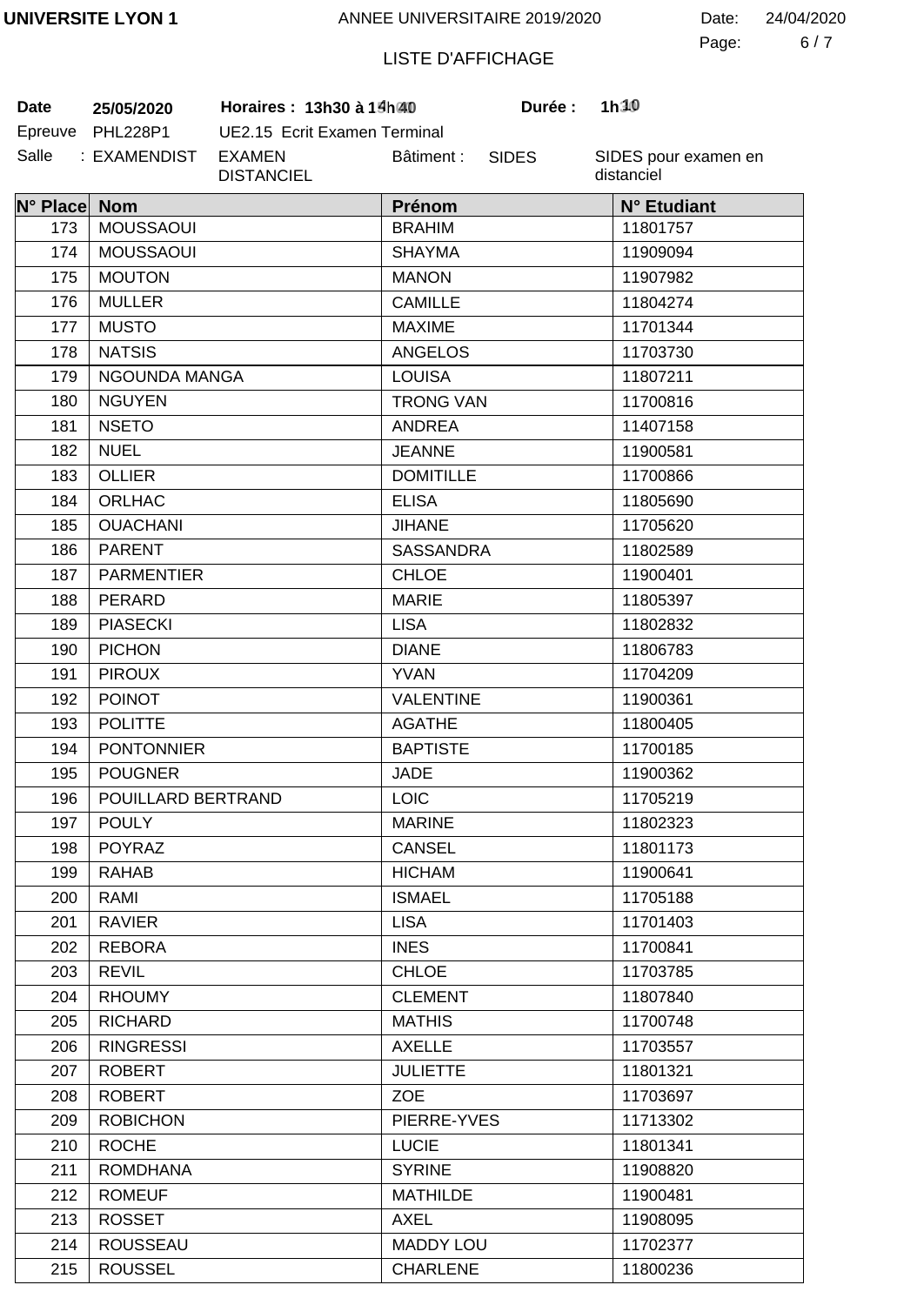**UNIVERSITE LYON 1** — ANNEE UNIVERSITAIRE 2019/2020 — Date: 24/04/2020

LISTE D'AFFICHAGE

**Date** **25/05/2020** **Horaires : 13h30 à 14h40** **Durée : 1h10**

Epreuve PHL228P1 UE2.15 Ecrit Examen Terminal

Salle : EXAMENDIST EXAMEN DISTANCIEL Bâtiment : SIDES SIDES pour examen en distanciel

| N° Place | Nom | Prénom | N° Etudiant |
|---|---|---|---|
| 173 | MOUSSAOUI | BRAHIM | 11801757 |
| 174 | MOUSSAOUI | SHAYMA | 11909094 |
| 175 | MOUTON | MANON | 11907982 |
| 176 | MULLER | CAMILLE | 11804274 |
| 177 | MUSTO | MAXIME | 11701344 |
| 178 | NATSIS | ANGELOS | 11703730 |
| 179 | NGOUNDA MANGA | LOUISA | 11807211 |
| 180 | NGUYEN | TRONG VAN | 11700816 |
| 181 | NSETO | ANDREA | 11407158 |
| 182 | NUEL | JEANNE | 11900581 |
| 183 | OLLIER | DOMITILLE | 11700866 |
| 184 | ORLHAC | ELISA | 11805690 |
| 185 | OUACHANI | JIHANE | 11705620 |
| 186 | PARENT | SASSANDRA | 11802589 |
| 187 | PARMENTIER | CHLOE | 11900401 |
| 188 | PERARD | MARIE | 11805397 |
| 189 | PIASECKI | LISA | 11802832 |
| 190 | PICHON | DIANE | 11806783 |
| 191 | PIROUX | YVAN | 11704209 |
| 192 | POINOT | VALENTINE | 11900361 |
| 193 | POLITTE | AGATHE | 11800405 |
| 194 | PONTONNIER | BAPTISTE | 11700185 |
| 195 | POUGNER | JADE | 11900362 |
| 196 | POUILLARD BERTRAND | LOIC | 11705219 |
| 197 | POULY | MARINE | 11802323 |
| 198 | POYRAZ | CANSEL | 11801173 |
| 199 | RAHAB | HICHAM | 11900641 |
| 200 | RAMI | ISMAEL | 11705188 |
| 201 | RAVIER | LISA | 11701403 |
| 202 | REBORA | INES | 11700841 |
| 203 | REVIL | CHLOE | 11703785 |
| 204 | RHOUMY | CLEMENT | 11807840 |
| 205 | RICHARD | MATHIS | 11700748 |
| 206 | RINGRESSI | AXELLE | 11703557 |
| 207 | ROBERT | JULIETTE | 11801321 |
| 208 | ROBERT | ZOE | 11703697 |
| 209 | ROBICHON | PIERRE-YVES | 11713302 |
| 210 | ROCHE | LUCIE | 11801341 |
| 211 | ROMDHANA | SYRINE | 11908820 |
| 212 | ROMEUF | MATHILDE | 11900481 |
| 213 | ROSSET | AXEL | 11908095 |
| 214 | ROUSSEAU | MADDY LOU | 11702377 |
| 215 | ROUSSEL | CHARLENE | 11800236 |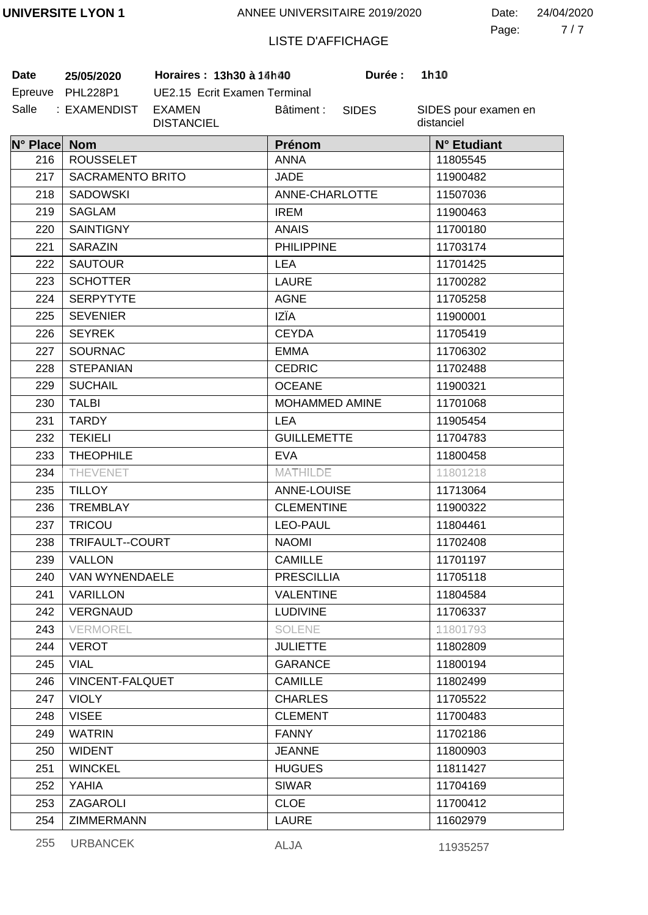**UNIVERSITE LYON 1** ANNEE UNIVERSITAIRE 2019/2020 Date: 24/04/2020

LISTE D'AFFICHAGE

**Date** **25/05/2020** **Horaires : 13h30 à 14h40** **Durée : 1h10**

Epreuve PHL228P1 UE2.15 Ecrit Examen Terminal

Salle : EXAMENDIST EXAMEN DISTANCIEL Bâtiment : SIDES SIDES pour examen en distanciel

| N° Place | Nom | Prénom | N° Etudiant |
|---|---|---|---|
| 216 | ROUSSELET | ANNA | 11805545 |
| 217 | SACRAMENTO BRITO | JADE | 11900482 |
| 218 | SADOWSKI | ANNE-CHARLOTTE | 11507036 |
| 219 | SAGLAM | IREM | 11900463 |
| 220 | SAINTIGNY | ANAIS | 11700180 |
| 221 | SARAZIN | PHILIPPINE | 11703174 |
| 222 | SAUTOUR | LEA | 11701425 |
| 223 | SCHOTTER | LAURE | 11700282 |
| 224 | SERPYTYTE | AGNE | 11705258 |
| 225 | SEVENIER | IZÏA | 11900001 |
| 226 | SEYREK | CEYDA | 11705419 |
| 227 | SOURNAC | EMMA | 11706302 |
| 228 | STEPANIAN | CEDRIC | 11702488 |
| 229 | SUCHAIL | OCEANE | 11900321 |
| 230 | TALBI | MOHAMMED AMINE | 11701068 |
| 231 | TARDY | LEA | 11905454 |
| 232 | TEKIELI | GUILLEMETTE | 11704783 |
| 233 | THEOPHILE | EVA | 11800458 |
| 234 | THEVENET | MATHILDE | 11801218 |
| 235 | TILLOY | ANNE-LOUISE | 11713064 |
| 236 | TREMBLAY | CLEMENTINE | 11900322 |
| 237 | TRICOU | LEO-PAUL | 11804461 |
| 238 | TRIFAULT--COURT | NAOMI | 11702408 |
| 239 | VALLON | CAMILLE | 11701197 |
| 240 | VAN WYNENDAELE | PRESCILLIA | 11705118 |
| 241 | VARILLON | VALENTINE | 11804584 |
| 242 | VERGNAUD | LUDIVINE | 11706337 |
| 243 | VERMOREL | SOLENE | 11801793 |
| 244 | VEROT | JULIETTE | 11802809 |
| 245 | VIAL | GARANCE | 11800194 |
| 246 | VINCENT-FALQUET | CAMILLE | 11802499 |
| 247 | VIOLY | CHARLES | 11705522 |
| 248 | VISEE | CLEMENT | 11700483 |
| 249 | WATRIN | FANNY | 11702186 |
| 250 | WIDENT | JEANNE | 11800903 |
| 251 | WINCKEL | HUGUES | 11811427 |
| 252 | YAHIA | SIWAR | 11704169 |
| 253 | ZAGAROLI | CLOE | 11700412 |
| 254 | ZIMMERMANN | LAURE | 11602979 |
| 255 | URBANCEK | ALJA | 11935257 |